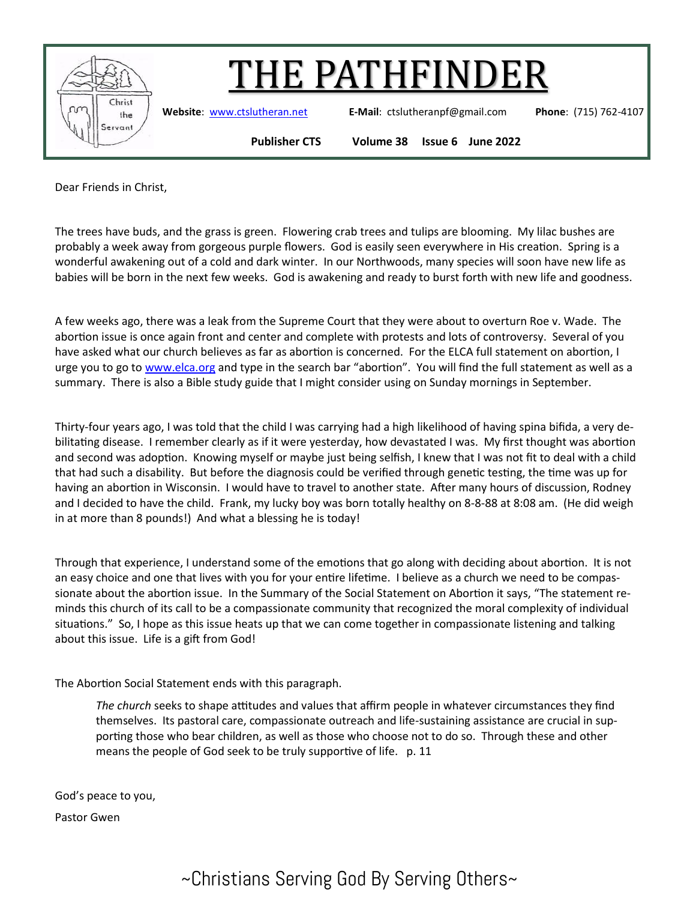# THE PATHFINDER

**Website**: www.ctslutheran.net **E-Mail**: ctslutheranpf@gmail.com **Phone**: (715) 762-4107

**Publisher CTS** **Volume 38** **Issue 6** **June 2022**

Dear Friends in Christ,

The trees have buds, and the grass is green. Flowering crab trees and tulips are blooming. My lilac bushes are probably a week away from gorgeous purple flowers. God is easily seen everywhere in His creation. Spring is a wonderful awakening out of a cold and dark winter. In our Northwoods, many species will soon have new life as babies will be born in the next few weeks. God is awakening and ready to burst forth with new life and goodness.

A few weeks ago, there was a leak from the Supreme Court that they were about to overturn Roe v. Wade. The abortion issue is once again front and center and complete with protests and lots of controversy. Several of you have asked what our church believes as far as abortion is concerned. For the ELCA full statement on abortion, I urge you to go to www.elca.org and type in the search bar "abortion". You will find the full statement as well as a summary. There is also a Bible study guide that I might consider using on Sunday mornings in September.

Thirty-four years ago, I was told that the child I was carrying had a high likelihood of having spina bifida, a very debilitating disease. I remember clearly as if it were yesterday, how devastated I was. My first thought was abortion and second was adoption. Knowing myself or maybe just being selfish, I knew that I was not fit to deal with a child that had such a disability. But before the diagnosis could be verified through genetic testing, the time was up for having an abortion in Wisconsin. I would have to travel to another state. After many hours of discussion, Rodney and I decided to have the child. Frank, my lucky boy was born totally healthy on 8-8-88 at 8:08 am. (He did weigh in at more than 8 pounds!) And what a blessing he is today!

Through that experience, I understand some of the emotions that go along with deciding about abortion. It is not an easy choice and one that lives with you for your entire lifetime. I believe as a church we need to be compassionate about the abortion issue. In the Summary of the Social Statement on Abortion it says, "The statement reminds this church of its call to be a compassionate community that recognized the moral complexity of individual situations." So, I hope as this issue heats up that we can come together in compassionate listening and talking about this issue. Life is a gift from God!

The Abortion Social Statement ends with this paragraph.

> *The church* seeks to shape attitudes and values that affirm people in whatever circumstances they find themselves. Its pastoral care, compassionate outreach and life-sustaining assistance are crucial in supporting those who bear children, as well as those who choose not to do so. Through these and other means the people of God seek to be truly supportive of life. p. 11

God's peace to you,

Pastor Gwen

~Christians Serving God By Serving Others~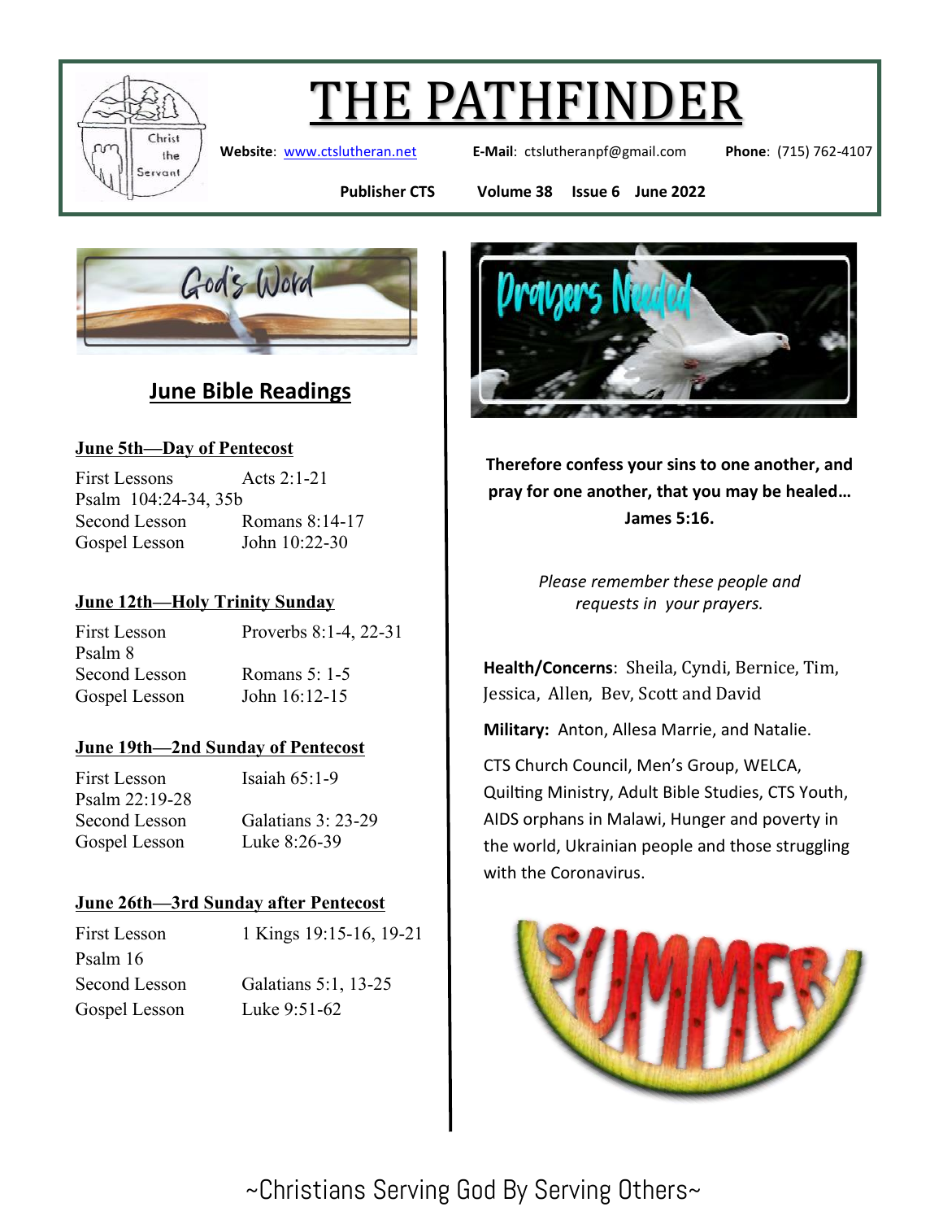# THE PATHFINDER

**Website**: www.ctslutheran.net **E-Mail**: ctslutheranpf@gmail.com **Phone**: (715) 762-4107

**Publisher CTS** **Volume 38** **Issue 6** **June 2022**

God's Word

## June Bible Readings

**June 5th—Day of Pentecost**

First Lessons Acts 2:1-21
Psalm 104:24-34, 35b
Second Lesson Romans 8:14-17
Gospel Lesson John 10:22-30

**June 12th—Holy Trinity Sunday**

First Lesson Proverbs 8:1-4, 22-31
Psalm 8
Second Lesson Romans 5: 1-5
Gospel Lesson John 16:12-15

**June 19th—2nd Sunday of Pentecost**

First Lesson Isaiah 65:1-9
Psalm 22:19-28
Second Lesson Galatians 3: 23-29
Gospel Lesson Luke 8:26-39

**June 26th—3rd Sunday after Pentecost**

First Lesson 1 Kings 19:15-16, 19-21
Psalm 16
Second Lesson Galatians 5:1, 13-25
Gospel Lesson Luke 9:51-62

Prayers Needed

**Therefore confess your sins to one another, and pray for one another, that you may be healed… James 5:16.**

*Please remember these people and requests in your prayers.*

**Health/Concerns**: Sheila, Cyndi, Bernice, Tim, Jessica, Allen, Bev, Scott and David

**Military:** Anton, Allesa Marrie, and Natalie.

CTS Church Council, Men's Group, WELCA, Quilting Ministry, Adult Bible Studies, CTS Youth, AIDS orphans in Malawi, Hunger and poverty in the world, Ukrainian people and those struggling with the Coronavirus.

~Christians Serving God By Serving Others~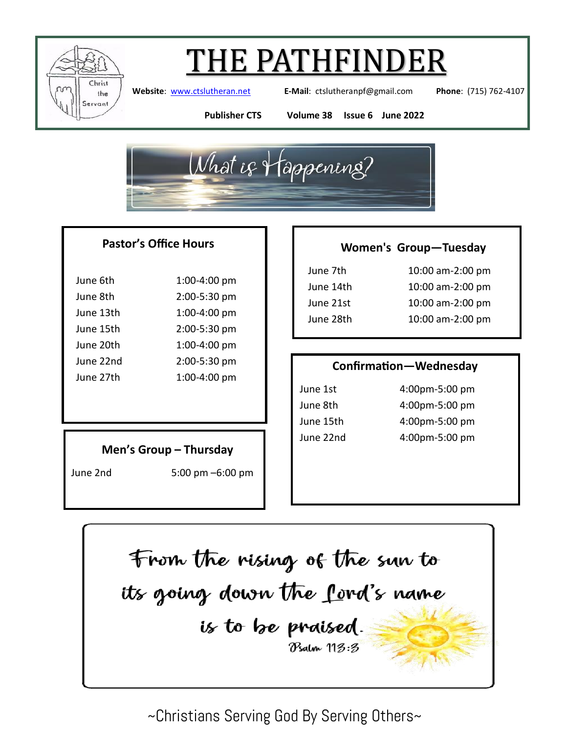# THE PATHFINDER

**Website**: www.ctslutheran.net **E-Mail**: ctslutheranpf@gmail.com **Phone**: (715) 762-4107

**Publisher CTS Volume 38 Issue 6 June 2022**

## What is Happening?

### Pastor's Office Hours

| | |
|---|---|
| June 6th | 1:00-4:00 pm |
| June 8th | 2:00-5:30 pm |
| June 13th | 1:00-4:00 pm |
| June 15th | 2:00-5:30 pm |
| June 20th | 1:00-4:00 pm |
| June 22nd | 2:00-5:30 pm |
| June 27th | 1:00-4:00 pm |

### Men's Group – Thursday

| | |
|---|---|
| June 2nd | 5:00 pm –6:00 pm |

### Women's Group—Tuesday

| | |
|---|---|
| June 7th | 10:00 am-2:00 pm |
| June 14th | 10:00 am-2:00 pm |
| June 21st | 10:00 am-2:00 pm |
| June 28th | 10:00 am-2:00 pm |

### Confirmation—Wednesday

| | |
|---|---|
| June 1st | 4:00pm-5:00 pm |
| June 8th | 4:00pm-5:00 pm |
| June 15th | 4:00pm-5:00 pm |
| June 22nd | 4:00pm-5:00 pm |

From the rising of the sun to its going down the Lord's name is to be praised.

Psalm 113:3

~Christians Serving God By Serving Others~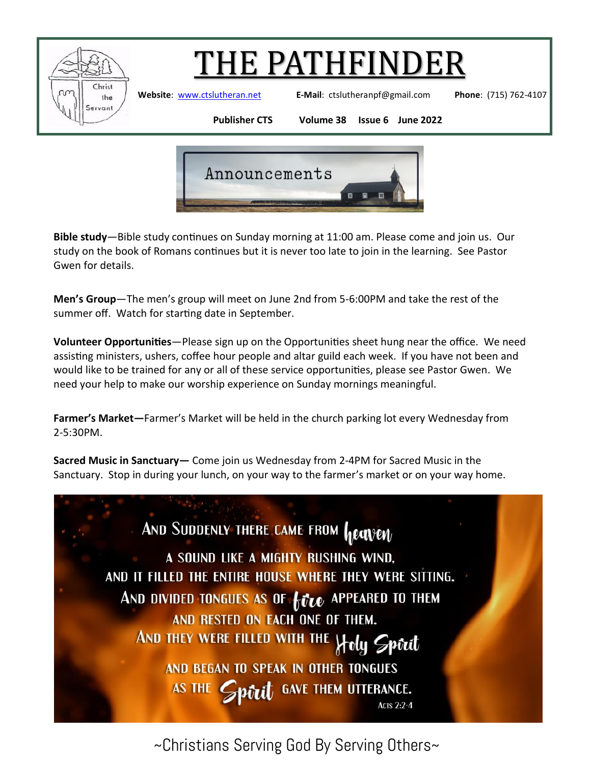# THE PATHFINDER

**Website**: www.ctslutheran.net **E-Mail**: ctslutheranpf@gmail.com **Phone**: (715) 762-4107

**Publisher CTS** **Volume 38** **Issue 6** **June 2022**

## Announcements

**Bible study**—Bible study continues on Sunday morning at 11:00 am. Please come and join us. Our study on the book of Romans continues but it is never too late to join in the learning. See Pastor Gwen for details.

**Men's Group**—The men's group will meet on June 2nd from 5-6:00PM and take the rest of the summer off. Watch for starting date in September.

**Volunteer Opportunities**—Please sign up on the Opportunities sheet hung near the office. We need assisting ministers, ushers, coffee hour people and altar guild each week. If you have not been and would like to be trained for any or all of these service opportunities, please see Pastor Gwen. We need your help to make our worship experience on Sunday mornings meaningful.

**Farmer's Market—**Farmer's Market will be held in the church parking lot every Wednesday from 2-5:30PM.

**Sacred Music in Sanctuary—** Come join us Wednesday from 2-4PM for Sacred Music in the Sanctuary. Stop in during your lunch, on your way to the farmer's market or on your way home.

And suddenly there came from heaven
a sound like a mighty rushing wind,
and it filled the entire house where they were sitting.
And divided tongues as of fire appeared to them
and rested on each one of them.
And they were filled with the Holy Spirit
and began to speak in other tongues
as the Spirit gave them utterance.
Acts 2:2-4

~Christians Serving God By Serving Others~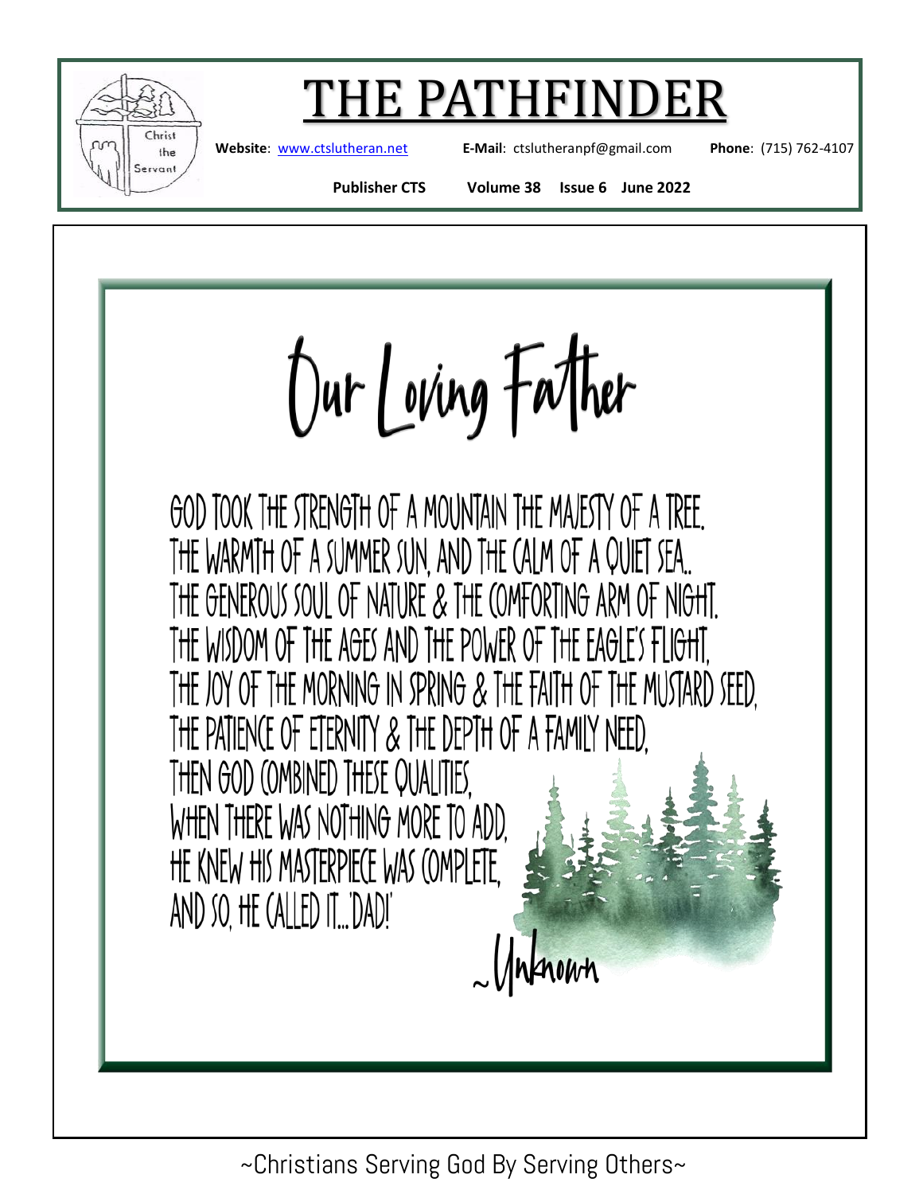# THE PATHFINDER

**Website**: www.ctslutheran.net **E-Mail**: ctslutheranpf@gmail.com **Phone**: (715) 762-4107

**Publisher CTS Volume 38 Issue 6 June 2022**

## Our Loving Father

GOD TOOK THE STRENGTH OF A MOUNTAIN THE MAJESTY OF A TREE.
THE WARMTH OF A SUMMER SUN, AND THE CALM OF A QUIET SEA..
THE GENEROUS SOUL OF NATURE & THE COMFORTING ARM OF NIGHT.
THE WISDOM OF THE AGES AND THE POWER OF THE EAGLE'S FLIGHT,
THE JOY OF THE MORNING IN SPRING & THE FAITH OF THE MUSTARD SEED,
THE PATIENCE OF ETERNITY & THE DEPTH OF A FAMILY NEED,
THEN GOD COMBINED THESE QUALITIES,
WHEN THERE WAS NOTHING MORE TO ADD,
HE KNEW HIS MASTERPIECE WAS COMPLETE,
AND SO, HE CALLED IT...'DAD!'

~Unknown

~Christians Serving God By Serving Others~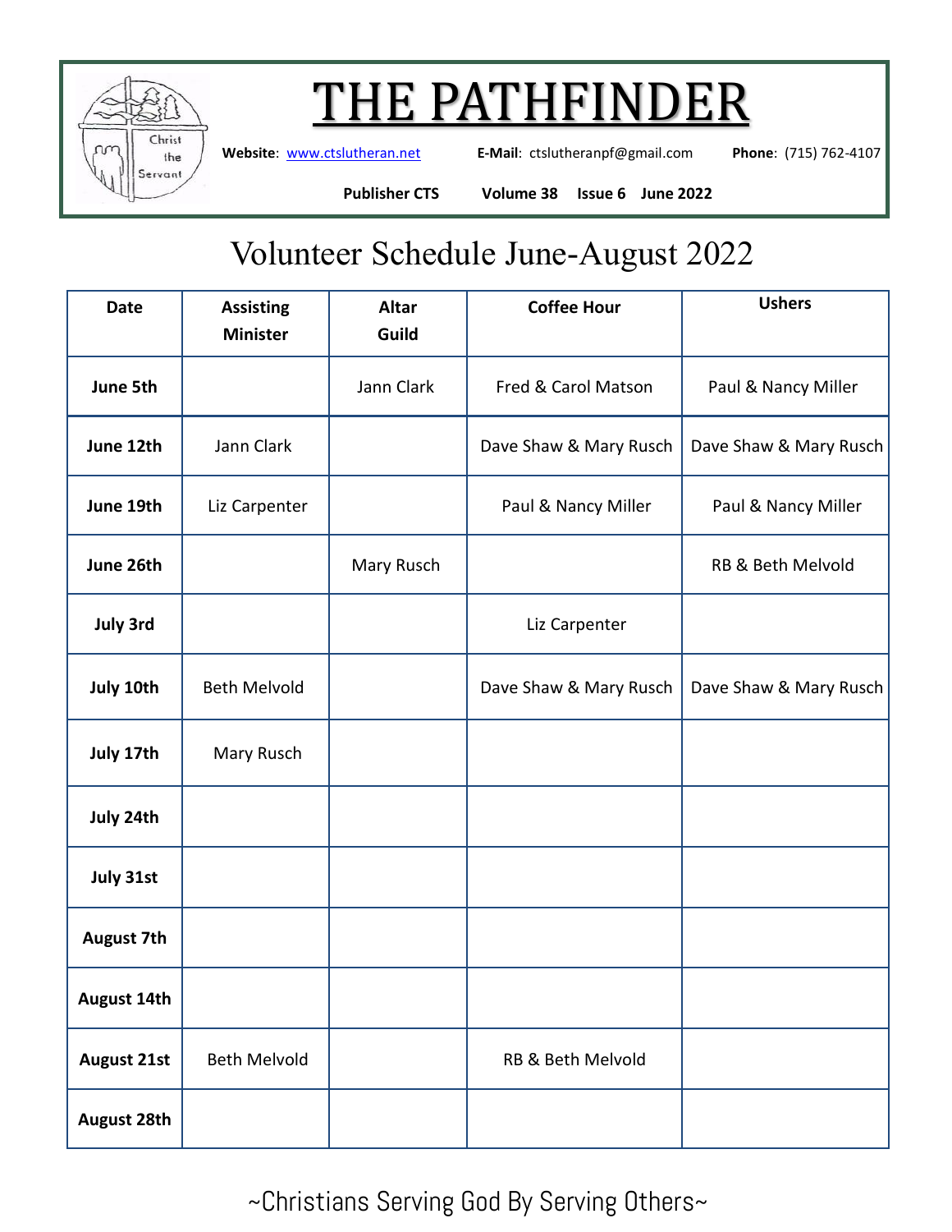# THE PATHFINDER

**Website**: www.ctslutheran.net **E-Mail**: ctslutheranpf@gmail.com **Phone**: (715) 762-4107

**Publisher CTS** **Volume 38** **Issue 6** **June 2022**

## Volunteer Schedule June-August 2022

| Date | Assisting Minister | Altar Guild | Coffee Hour | Ushers |
|---|---|---|---|---|
| **June 5th** | | Jann Clark | Fred & Carol Matson | Paul & Nancy Miller |
| **June 12th** | Jann Clark | | Dave Shaw & Mary Rusch | Dave Shaw & Mary Rusch |
| **June 19th** | Liz Carpenter | | Paul & Nancy Miller | Paul & Nancy Miller |
| **June 26th** | | Mary Rusch | | RB & Beth Melvold |
| **July 3rd** | | | Liz Carpenter | |
| **July 10th** | Beth Melvold | | Dave Shaw & Mary Rusch | Dave Shaw & Mary Rusch |
| **July 17th** | Mary Rusch | | | |
| **July 24th** | | | | |
| **July 31st** | | | | |
| **August 7th** | | | | |
| **August 14th** | | | | |
| **August 21st** | Beth Melvold | | RB & Beth Melvold | |
| **August 28th** | | | | |

~Christians Serving God By Serving Others~